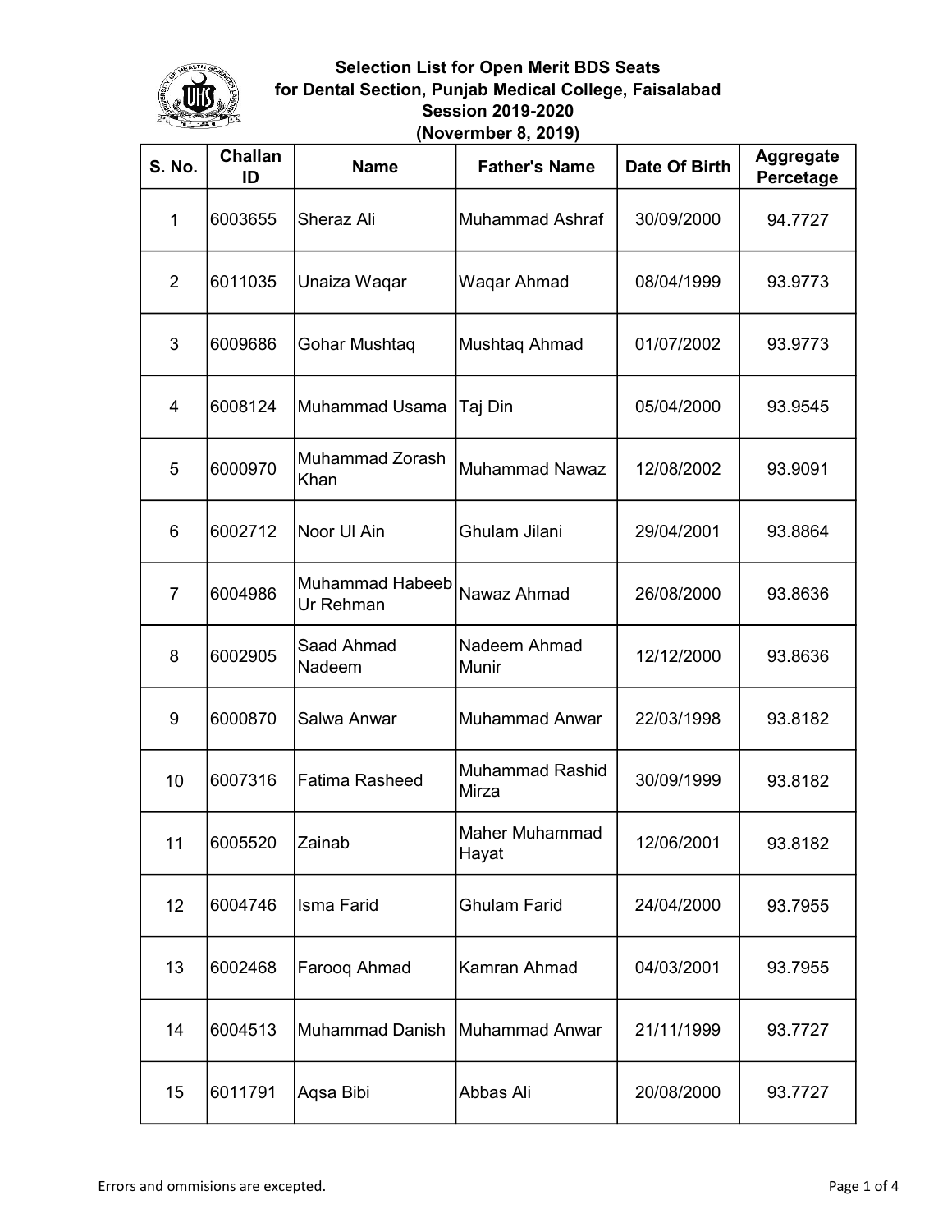# Selection List for Open Merit BDS Seats
## for Dental Section, Punjab Medical College, Faisalabad
## Session 2019-2020
## (Novermber 8, 2019)

| S. No. | Challan ID | Name | Father's Name | Date Of Birth | Aggregate Percetage |
|---|---|---|---|---|---|
| 1 | 6003655 | Sheraz Ali | Muhammad Ashraf | 30/09/2000 | 94.7727 |
| 2 | 6011035 | Unaiza Waqar | Waqar Ahmad | 08/04/1999 | 93.9773 |
| 3 | 6009686 | Gohar Mushtaq | Mushtaq Ahmad | 01/07/2002 | 93.9773 |
| 4 | 6008124 | Muhammad Usama | Taj Din | 05/04/2000 | 93.9545 |
| 5 | 6000970 | Muhammad Zorash Khan | Muhammad Nawaz | 12/08/2002 | 93.9091 |
| 6 | 6002712 | Noor Ul Ain | Ghulam Jilani | 29/04/2001 | 93.8864 |
| 7 | 6004986 | Muhammad Habeeb Ur Rehman | Nawaz Ahmad | 26/08/2000 | 93.8636 |
| 8 | 6002905 | Saad Ahmad Nadeem | Nadeem Ahmad Munir | 12/12/2000 | 93.8636 |
| 9 | 6000870 | Salwa Anwar | Muhammad Anwar | 22/03/1998 | 93.8182 |
| 10 | 6007316 | Fatima Rasheed | Muhammad Rashid Mirza | 30/09/1999 | 93.8182 |
| 11 | 6005520 | Zainab | Maher Muhammad Hayat | 12/06/2001 | 93.8182 |
| 12 | 6004746 | Isma Farid | Ghulam Farid | 24/04/2000 | 93.7955 |
| 13 | 6002468 | Farooq Ahmad | Kamran Ahmad | 04/03/2001 | 93.7955 |
| 14 | 6004513 | Muhammad Danish | Muhammad Anwar | 21/11/1999 | 93.7727 |
| 15 | 6011791 | Aqsa Bibi | Abbas Ali | 20/08/2000 | 93.7727 |

Errors and ommisions are excepted.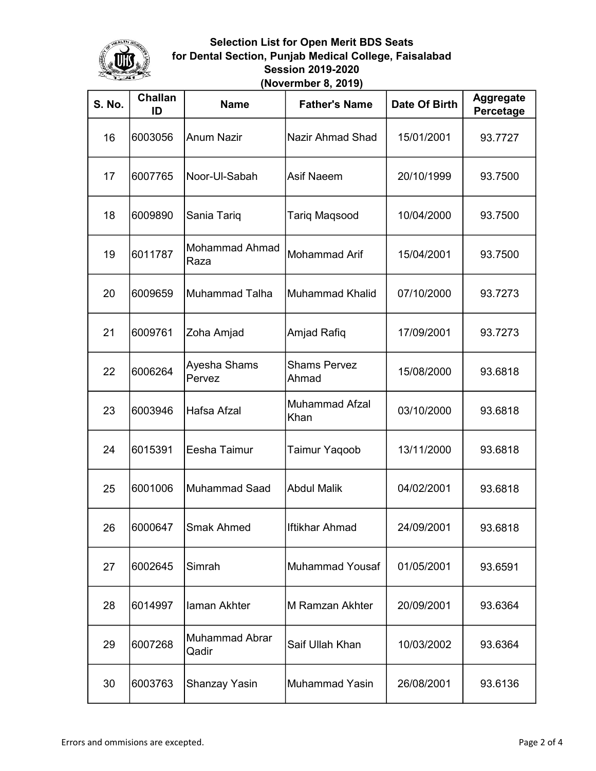**Selection List for Open Merit BDS Seats**
**for Dental Section, Punjab Medical College, Faisalabad**
**Session 2019-2020**
**(Novermber 8, 2019)**

| S. No. | Challan ID | Name | Father's Name | Date Of Birth | Aggregate Percetage |
|---|---|---|---|---|---|
| 16 | 6003056 | Anum Nazir | Nazir Ahmad Shad | 15/01/2001 | 93.7727 |
| 17 | 6007765 | Noor-Ul-Sabah | Asif Naeem | 20/10/1999 | 93.7500 |
| 18 | 6009890 | Sania Tariq | Tariq Maqsood | 10/04/2000 | 93.7500 |
| 19 | 6011787 | Mohammad Ahmad Raza | Mohammad Arif | 15/04/2001 | 93.7500 |
| 20 | 6009659 | Muhammad Talha | Muhammad Khalid | 07/10/2000 | 93.7273 |
| 21 | 6009761 | Zoha Amjad | Amjad Rafiq | 17/09/2001 | 93.7273 |
| 22 | 6006264 | Ayesha Shams Pervez | Shams Pervez Ahmad | 15/08/2000 | 93.6818 |
| 23 | 6003946 | Hafsa Afzal | Muhammad Afzal Khan | 03/10/2000 | 93.6818 |
| 24 | 6015391 | Eesha Taimur | Taimur Yaqoob | 13/11/2000 | 93.6818 |
| 25 | 6001006 | Muhammad Saad | Abdul Malik | 04/02/2001 | 93.6818 |
| 26 | 6000647 | Smak Ahmed | Iftikhar Ahmad | 24/09/2001 | 93.6818 |
| 27 | 6002645 | Simrah | Muhammad Yousaf | 01/05/2001 | 93.6591 |
| 28 | 6014997 | Iaman Akhter | M Ramzan Akhter | 20/09/2001 | 93.6364 |
| 29 | 6007268 | Muhammad Abrar Qadir | Saif Ullah Khan | 10/03/2002 | 93.6364 |
| 30 | 6003763 | Shanzay Yasin | Muhammad Yasin | 26/08/2001 | 93.6136 |

Errors and ommisions are excepted.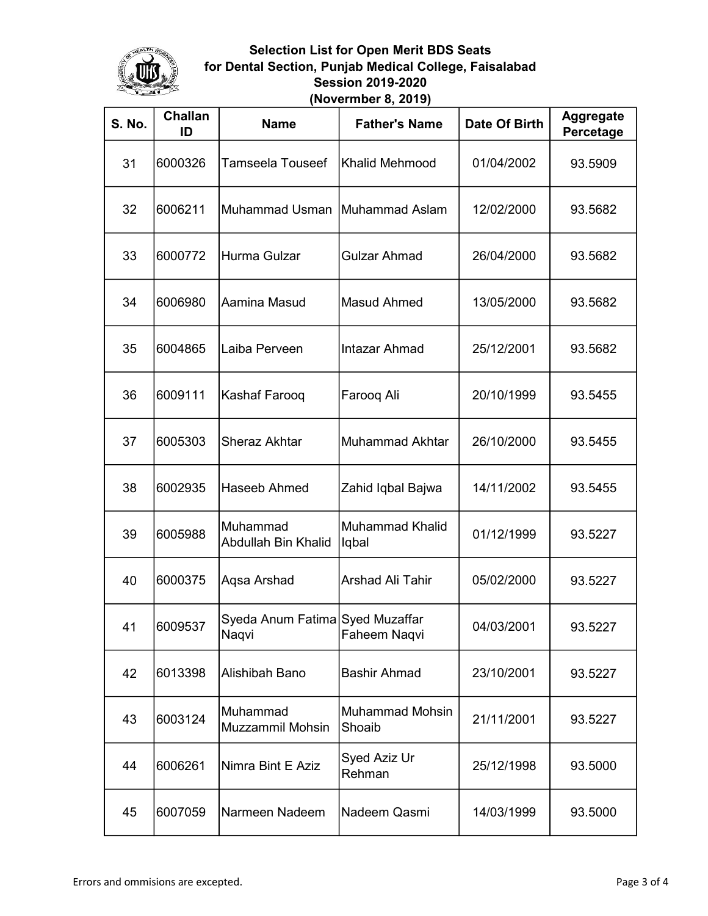**Selection List for Open Merit BDS Seats**
**for Dental Section, Punjab Medical College, Faisalabad**
**Session 2019-2020**
**(Novermber 8, 2019)**

| S. No. | Challan ID | Name | Father's Name | Date Of Birth | Aggregate Percetage |
|---|---|---|---|---|---|
| 31 | 6000326 | Tamseela Touseef | Khalid Mehmood | 01/04/2002 | 93.5909 |
| 32 | 6006211 | Muhammad Usman | Muhammad Aslam | 12/02/2000 | 93.5682 |
| 33 | 6000772 | Hurma Gulzar | Gulzar Ahmad | 26/04/2000 | 93.5682 |
| 34 | 6006980 | Aamina Masud | Masud Ahmed | 13/05/2000 | 93.5682 |
| 35 | 6004865 | Laiba Perveen | Intazar Ahmad | 25/12/2001 | 93.5682 |
| 36 | 6009111 | Kashaf Farooq | Farooq Ali | 20/10/1999 | 93.5455 |
| 37 | 6005303 | Sheraz Akhtar | Muhammad Akhtar | 26/10/2000 | 93.5455 |
| 38 | 6002935 | Haseeb Ahmed | Zahid Iqbal Bajwa | 14/11/2002 | 93.5455 |
| 39 | 6005988 | Muhammad Abdullah Bin Khalid | Muhammad Khalid Iqbal | 01/12/1999 | 93.5227 |
| 40 | 6000375 | Aqsa Arshad | Arshad Ali Tahir | 05/02/2000 | 93.5227 |
| 41 | 6009537 | Syeda Anum Fatima Naqvi | Syed Muzaffar Faheem Naqvi | 04/03/2001 | 93.5227 |
| 42 | 6013398 | Alishibah Bano | Bashir Ahmad | 23/10/2001 | 93.5227 |
| 43 | 6003124 | Muhammad Muzzammil Mohsin | Muhammad Mohsin Shoaib | 21/11/2001 | 93.5227 |
| 44 | 6006261 | Nimra Bint E Aziz | Syed Aziz Ur Rehman | 25/12/1998 | 93.5000 |
| 45 | 6007059 | Narmeen Nadeem | Nadeem Qasmi | 14/03/1999 | 93.5000 |

Errors and ommisions are excepted.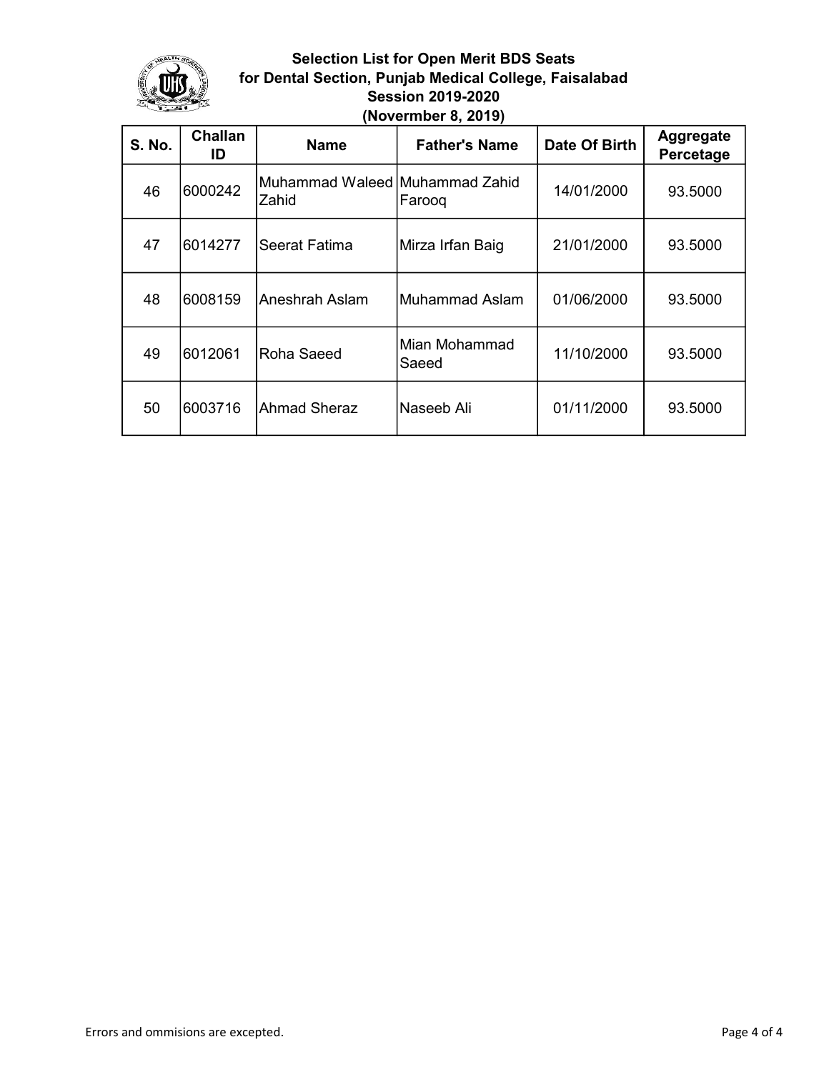**Selection List for Open Merit BDS Seats**
**for Dental Section, Punjab Medical College, Faisalabad**
**Session 2019-2020**
**(Novermber 8, 2019)**

| S. No. | Challan ID | Name | Father's Name | Date Of Birth | Aggregate Percetage |
|---|---|---|---|---|---|
| 46 | 6000242 | Muhammad Waleed Zahid | Muhammad Zahid Farooq | 14/01/2000 | 93.5000 |
| 47 | 6014277 | Seerat Fatima | Mirza Irfan Baig | 21/01/2000 | 93.5000 |
| 48 | 6008159 | Aneshrah Aslam | Muhammad Aslam | 01/06/2000 | 93.5000 |
| 49 | 6012061 | Roha Saeed | Mian Mohammad Saeed | 11/10/2000 | 93.5000 |
| 50 | 6003716 | Ahmad Sheraz | Naseeb Ali | 01/11/2000 | 93.5000 |

Errors and ommisions are excepted.